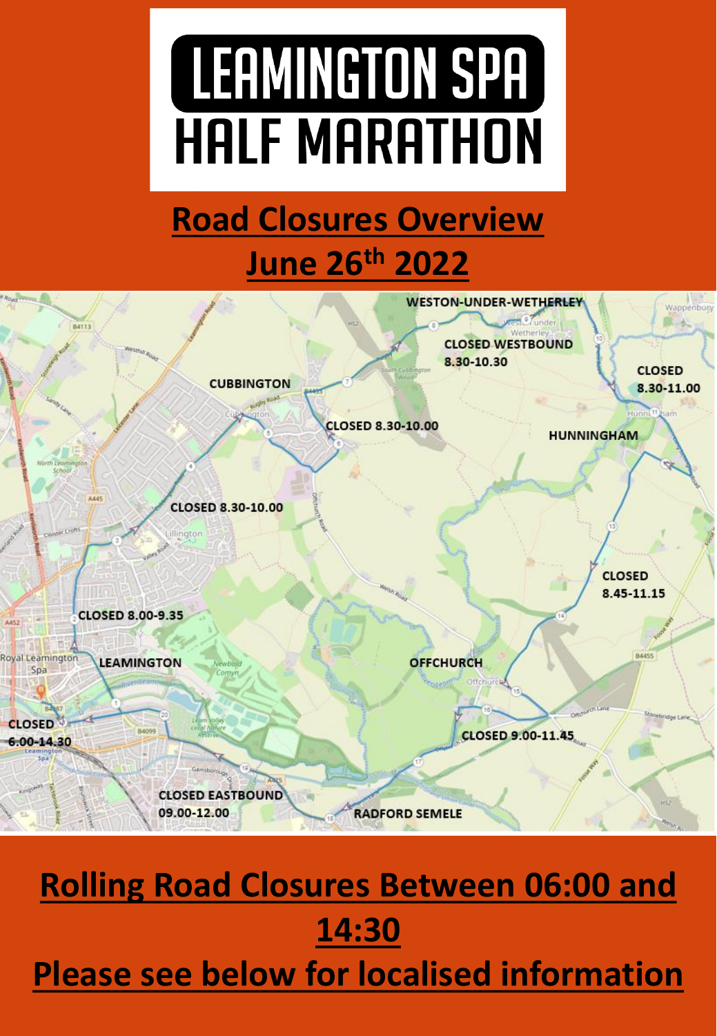# LEAMINGTON SPA HALF MARATHON

## Road Closures Overview

## June 26th 2022

WESTON-UNDER-WETHERLEY

CLOSED WESTBOUND 8.30-10.30

CLOSED 8.30-11.00

CUBBINGTON

CLOSED 8.30-10.00

HUNNINGHAM

CLOSED 8.30-10.00

CLOSED 8.45-11.15

CLOSED 8.00-9.35

LEAMINGTON

OFFCHURCH

CLOSED 6.00-14.30

CLOSED 9.00-11.45

CLOSED EASTBOUND 09.00-12.00

RADFORD SEMELE

## Rolling Road Closures Between 06:00 and 14:30

## Please see below for localised information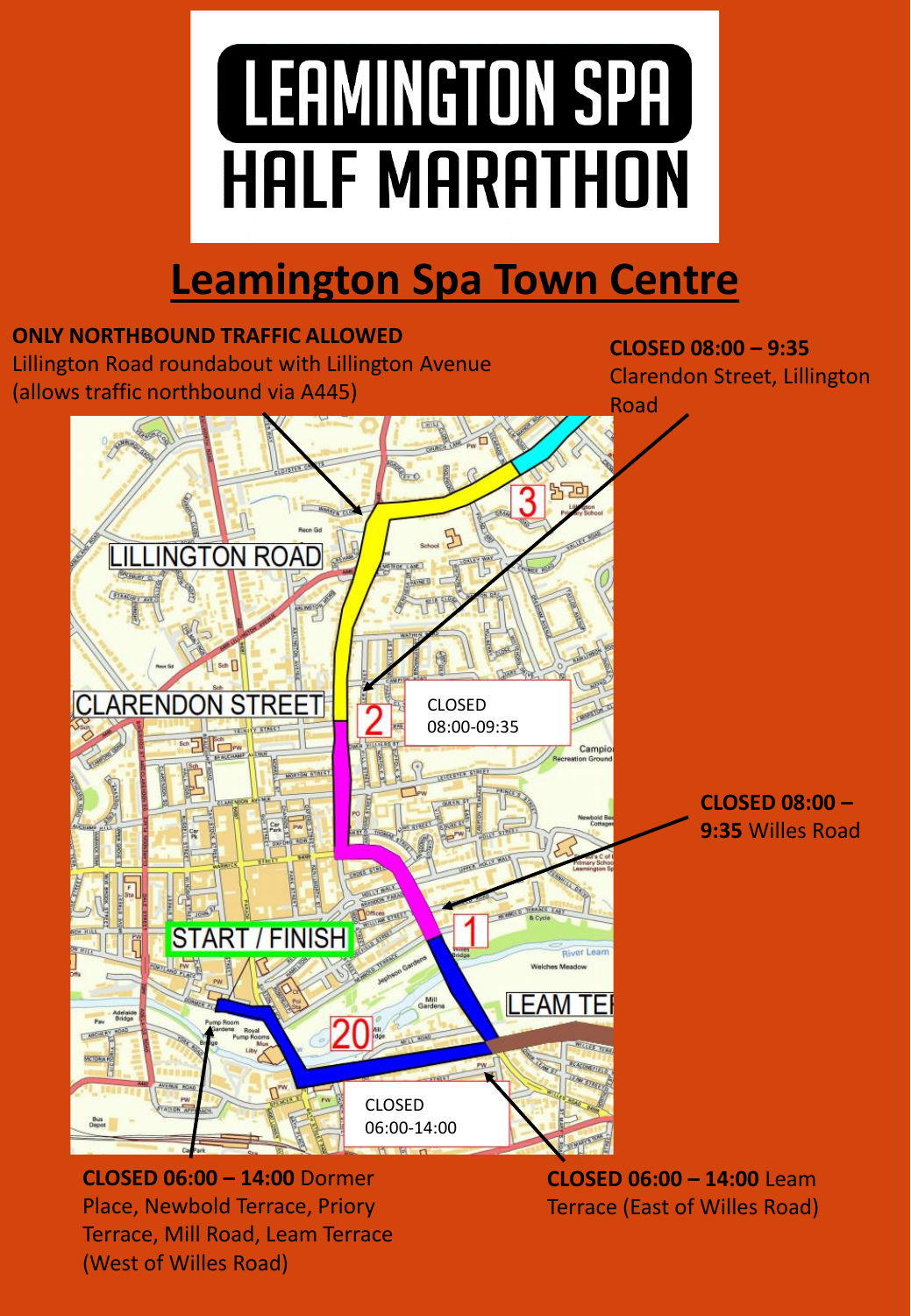# LEAMINGTON SPA HALF MARATHON

## Leamington Spa Town Centre

**ONLY NORTHBOUND TRAFFIC ALLOWED**
Lillington Road roundabout with Lillington Avenue (allows traffic northbound via A445)

**CLOSED 08:00 – 9:35**
Clarendon Street, Lillington Road

LILLINGTON ROAD

CLARENDON STREET

CLOSED 08:00-09:35

**CLOSED 08:00 – 9:35** Willes Road

START / FINISH

LEAM TER

CLOSED 06:00-14:00

**CLOSED 06:00 – 14:00** Dormer Place, Newbold Terrace, Priory Terrace, Mill Road, Leam Terrace (West of Willes Road)

**CLOSED 06:00 – 14:00** Leam Terrace (East of Willes Road)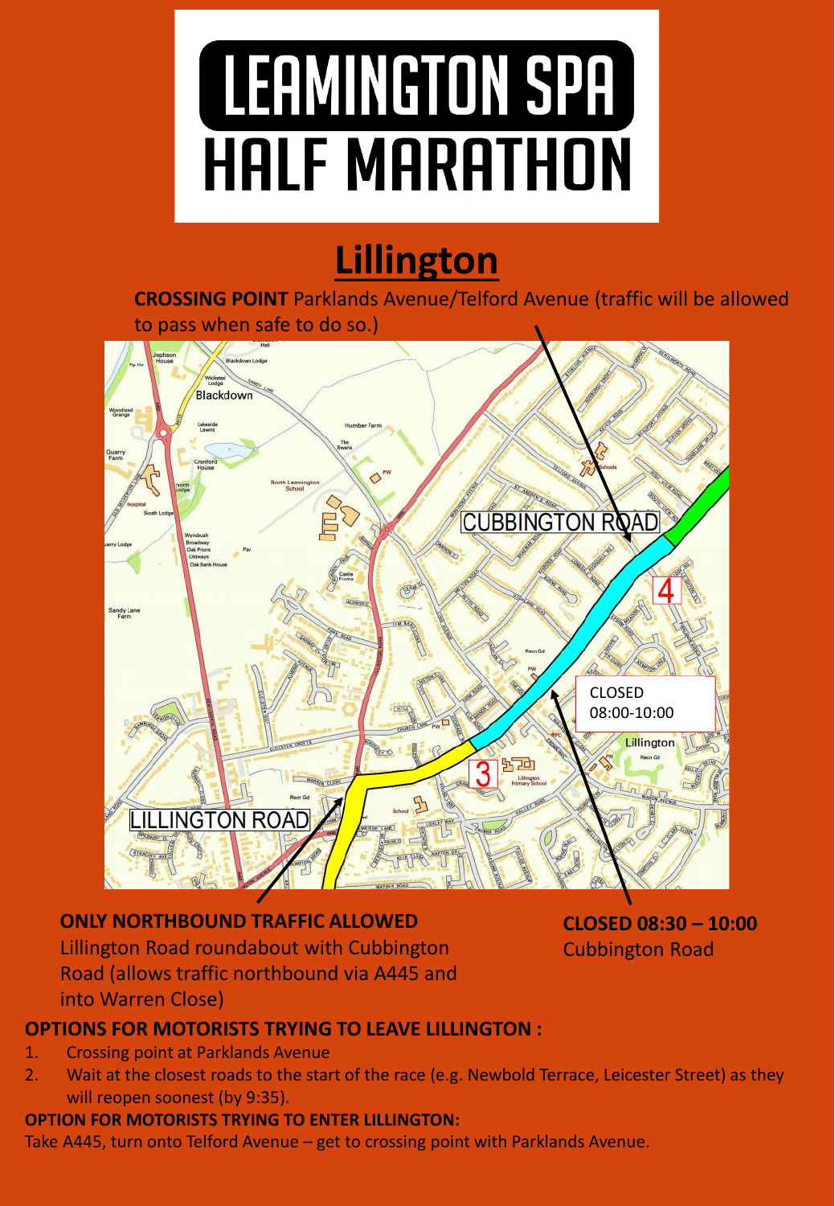# LEAMINGTON SPA HALF MARATHON

## Lillington

**CROSSING POINT** Parklands Avenue/Telford Avenue (traffic will be allowed to pass when safe to do so.)

CUBBINGTON ROAD

LILLINGTON ROAD

CLOSED 08:00-10:00

**ONLY NORTHBOUND TRAFFIC ALLOWED**
Lillington Road roundabout with Cubbington Road (allows traffic northbound via A445 and into Warren Close)

**CLOSED 08:30 – 10:00**
Cubbington Road

**OPTIONS FOR MOTORISTS TRYING TO LEAVE LILLINGTON :**

1. Crossing point at Parklands Avenue
2. Wait at the closest roads to the start of the race (e.g. Newbold Terrace, Leicester Street) as they will reopen soonest (by 9:35).

**OPTION FOR MOTORISTS TRYING TO ENTER LILLINGTON:**

Take A445, turn onto Telford Avenue – get to crossing point with Parklands Avenue.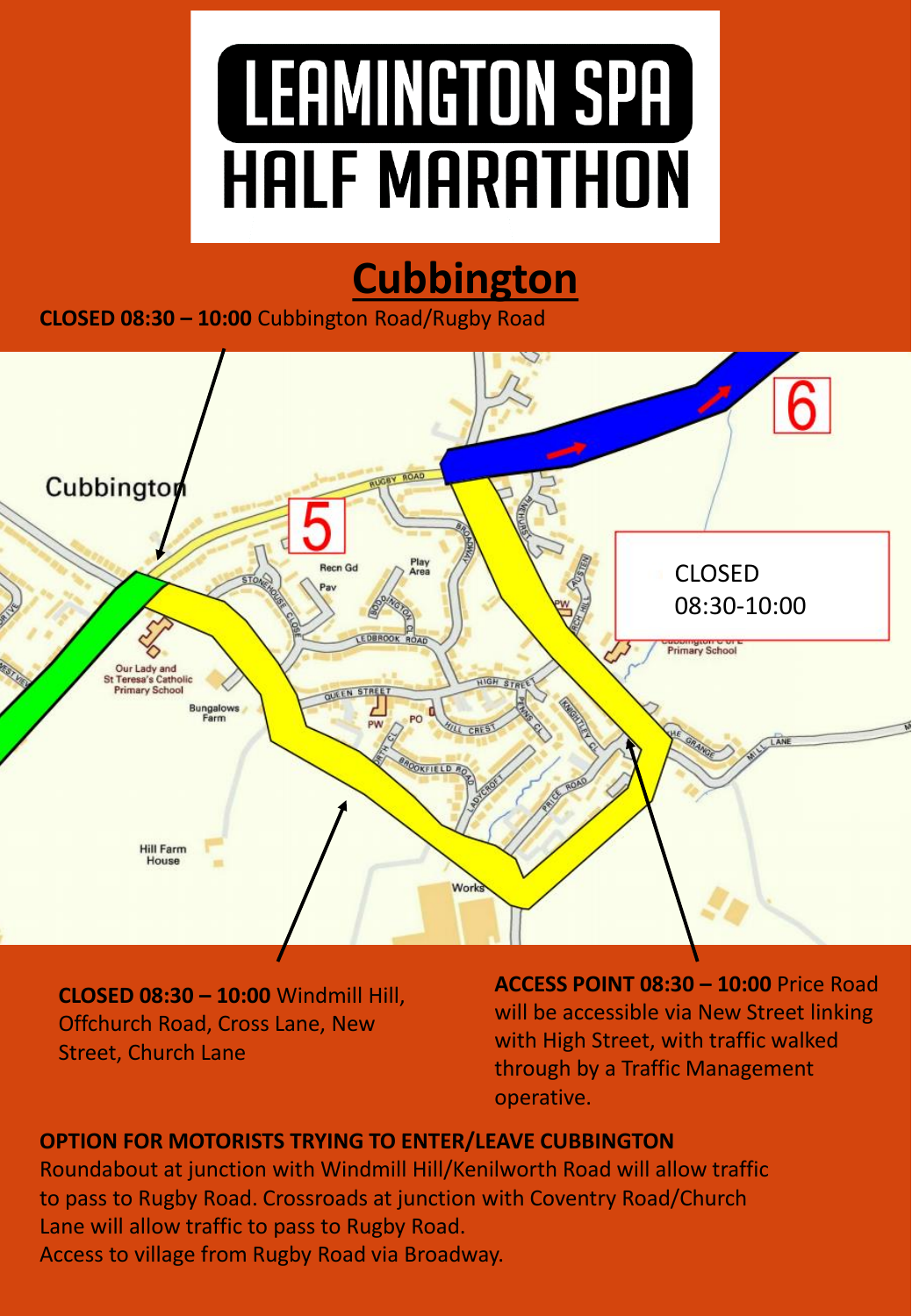# LEAMINGTON SPA HALF MARATHON

## Cubbington

**CLOSED 08:30 – 10:00** Cubbington Road/Rugby Road

Cubbington

5

6

CLOSED 08:30-10:00

**CLOSED 08:30 – 10:00** Windmill Hill, Offchurch Road, Cross Lane, New Street, Church Lane

**ACCESS POINT 08:30 – 10:00** Price Road will be accessible via New Street linking with High Street, with traffic walked through by a Traffic Management operative.

**OPTION FOR MOTORISTS TRYING TO ENTER/LEAVE CUBBINGTON**

Roundabout at junction with Windmill Hill/Kenilworth Road will allow traffic to pass to Rugby Road. Crossroads at junction with Coventry Road/Church Lane will allow traffic to pass to Rugby Road.

Access to village from Rugby Road via Broadway.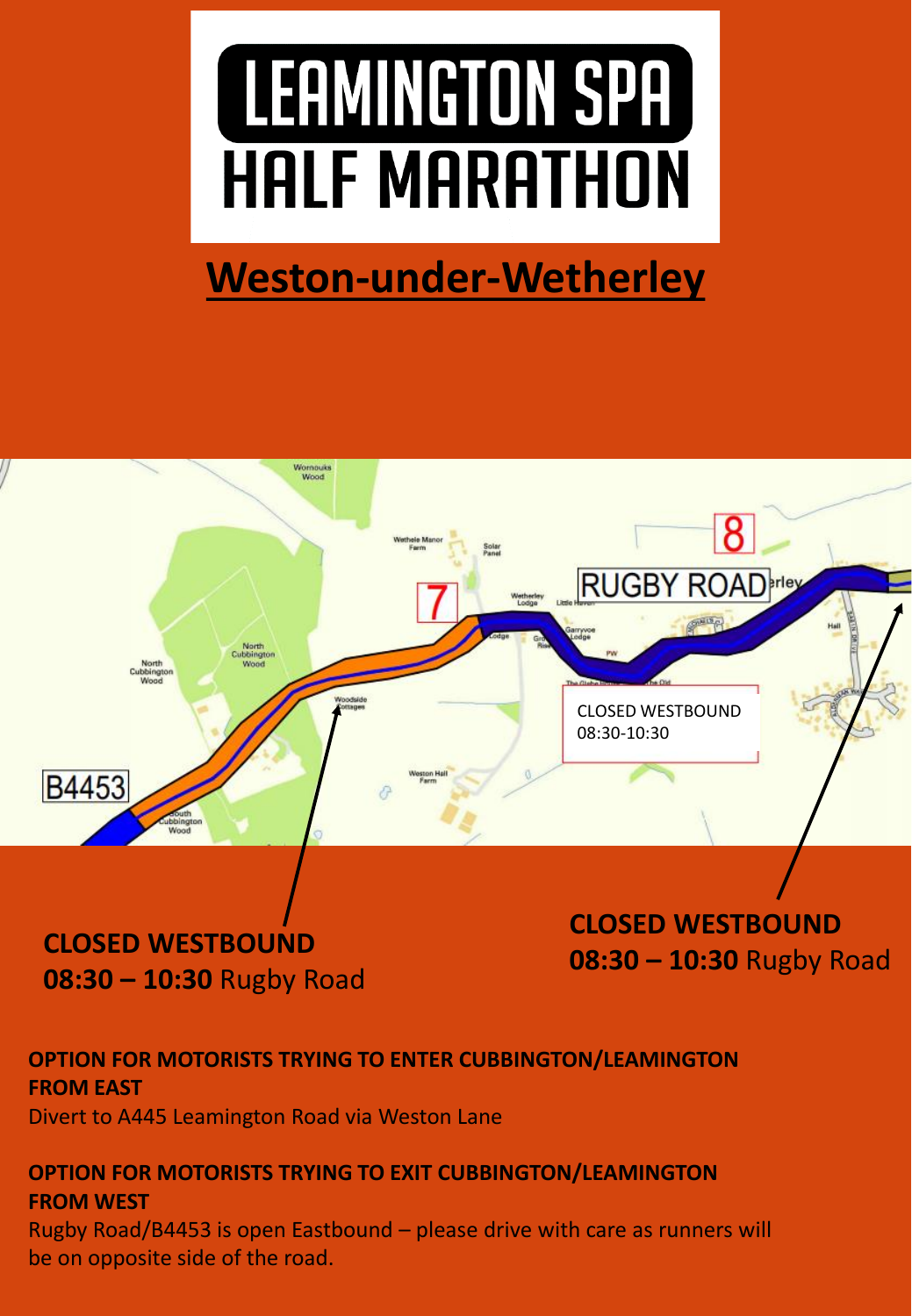# LEAMINGTON SPA HALF MARATHON

## Weston-under-Wetherley

**CLOSED WESTBOUND 08:30 – 10:30** Rugby Road

**CLOSED WESTBOUND 08:30 – 10:30** Rugby Road

**OPTION FOR MOTORISTS TRYING TO ENTER CUBBINGTON/LEAMINGTON FROM EAST**

Divert to A445 Leamington Road via Weston Lane

**OPTION FOR MOTORISTS TRYING TO EXIT CUBBINGTON/LEAMINGTON FROM WEST**

Rugby Road/B4453 is open Eastbound – please drive with care as runners will be on opposite side of the road.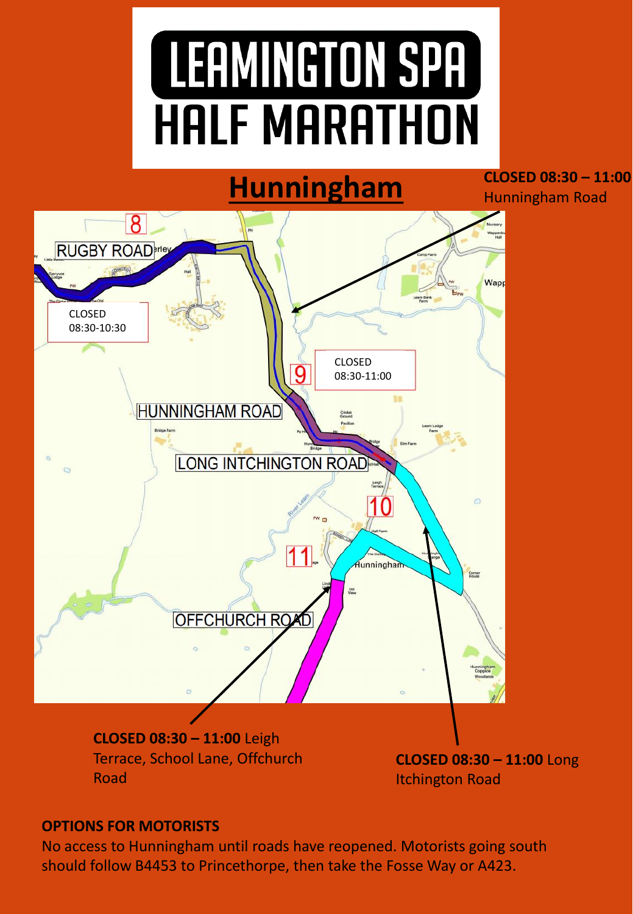# LEAMINGTON SPA HALF MARATHON

## Hunningham

**CLOSED 08:30 – 11:00** Hunningham Road

8

RUGBY ROAD

CLOSED 08:30-10:30

9

CLOSED 08:30-11:00

HUNNINGHAM ROAD

LONG INTCHINGTON ROAD

10

11

OFFCHURCH ROAD

**CLOSED 08:30 – 11:00** Leigh Terrace, School Lane, Offchurch Road

**CLOSED 08:30 – 11:00** Long Itchington Road

**OPTIONS FOR MOTORISTS**

No access to Hunningham until roads have reopened. Motorists going south should follow B4453 to Princethorpe, then take the Fosse Way or A423.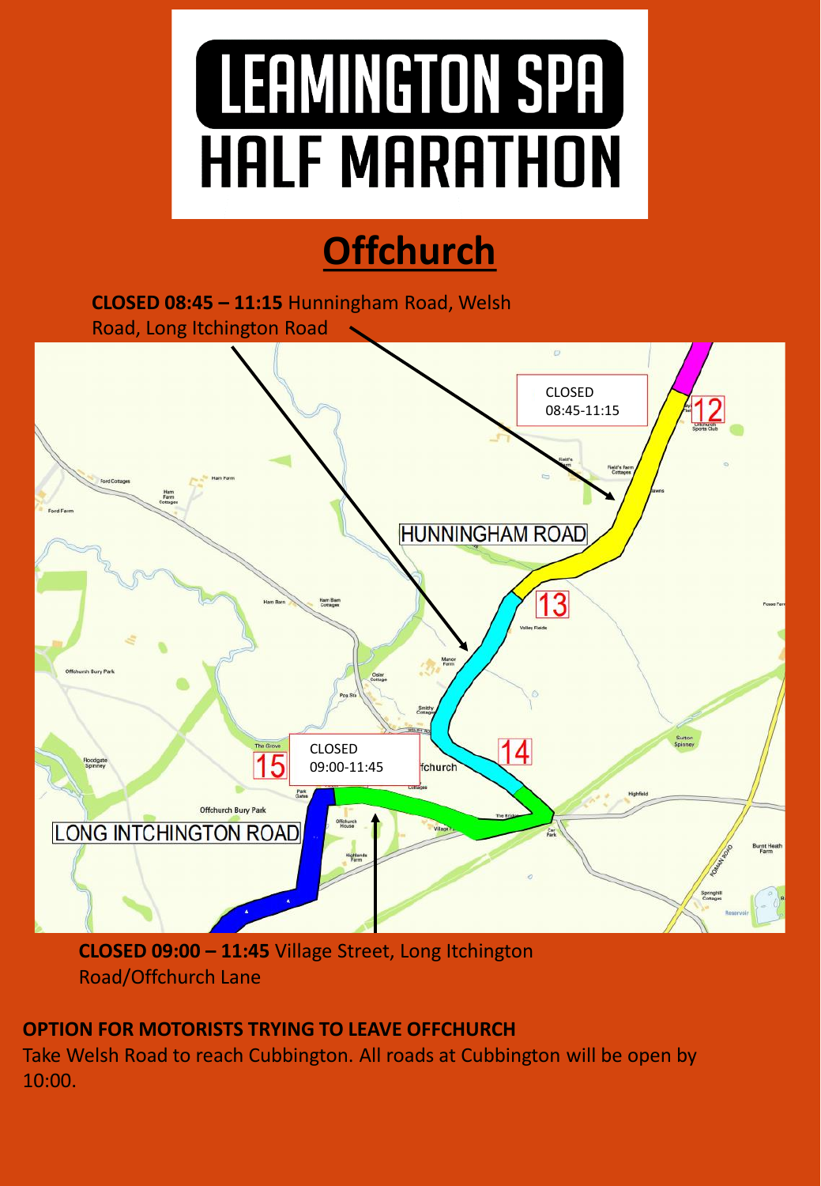# LEAMINGTON SPA HALF MARATHON

## Offchurch

**CLOSED 08:45 – 11:15** Hunningham Road, Welsh Road, Long Itchington Road

CLOSED 08:45-11:15

HUNNINGHAM ROAD

12

13

14

15

CLOSED 09:00-11:45

LONG INTCHINGTON ROAD

**CLOSED 09:00 – 11:45** Village Street, Long Itchington Road/Offchurch Lane

**OPTION FOR MOTORISTS TRYING TO LEAVE OFFCHURCH**

Take Welsh Road to reach Cubbington. All roads at Cubbington will be open by 10:00.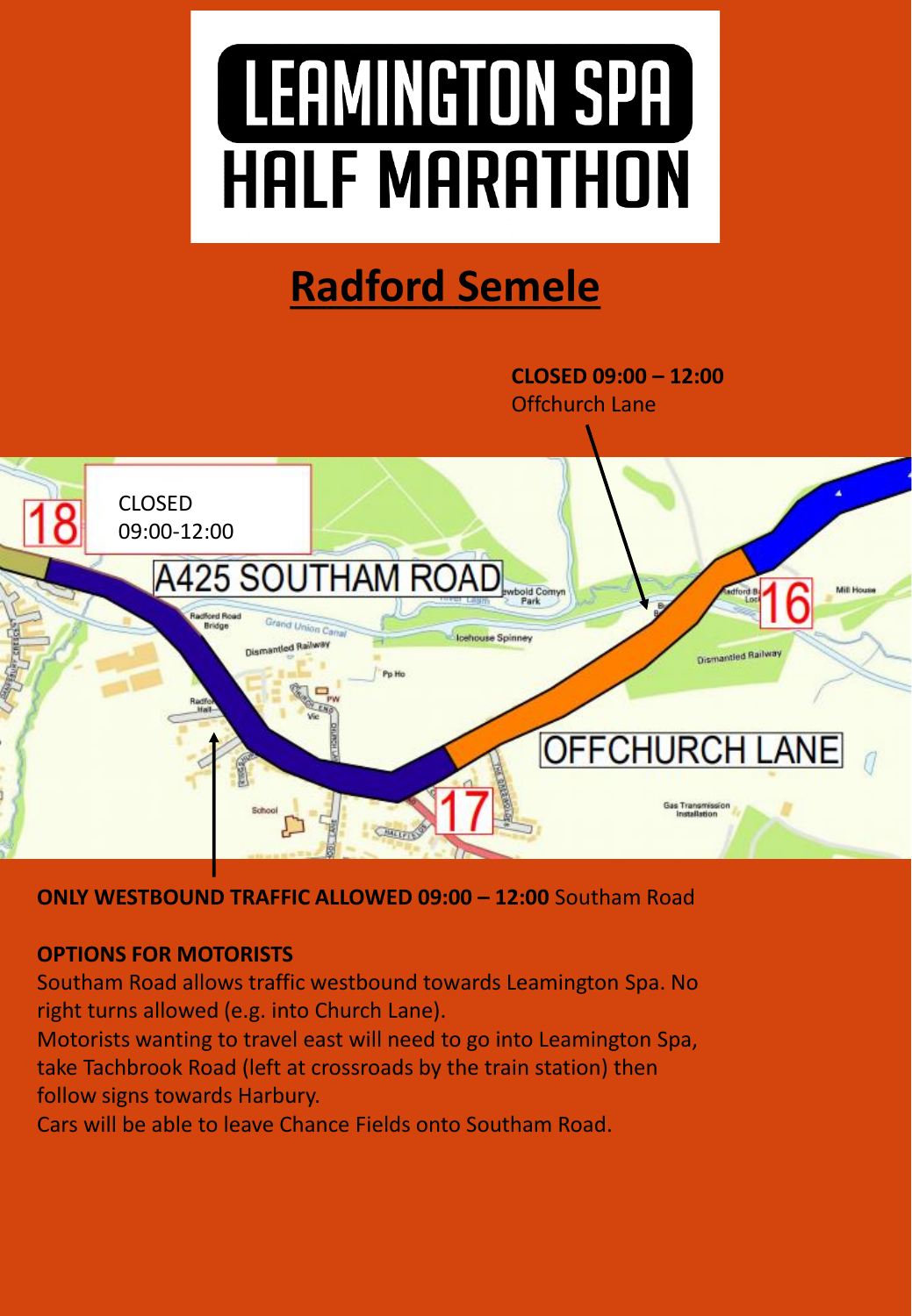# LEAMINGTON SPA HALF MARATHON

## Radford Semele

**CLOSED 09:00 – 12:00** Offchurch Lane

CLOSED 09:00-12:00

18

A425 SOUTHAM ROAD

16

OFFCHURCH LANE

17

**ONLY WESTBOUND TRAFFIC ALLOWED 09:00 – 12:00** Southam Road

**OPTIONS FOR MOTORISTS**

Southam Road allows traffic westbound towards Leamington Spa. No right turns allowed (e.g. into Church Lane).

Motorists wanting to travel east will need to go into Leamington Spa, take Tachbrook Road (left at crossroads by the train station) then follow signs towards Harbury.

Cars will be able to leave Chance Fields onto Southam Road.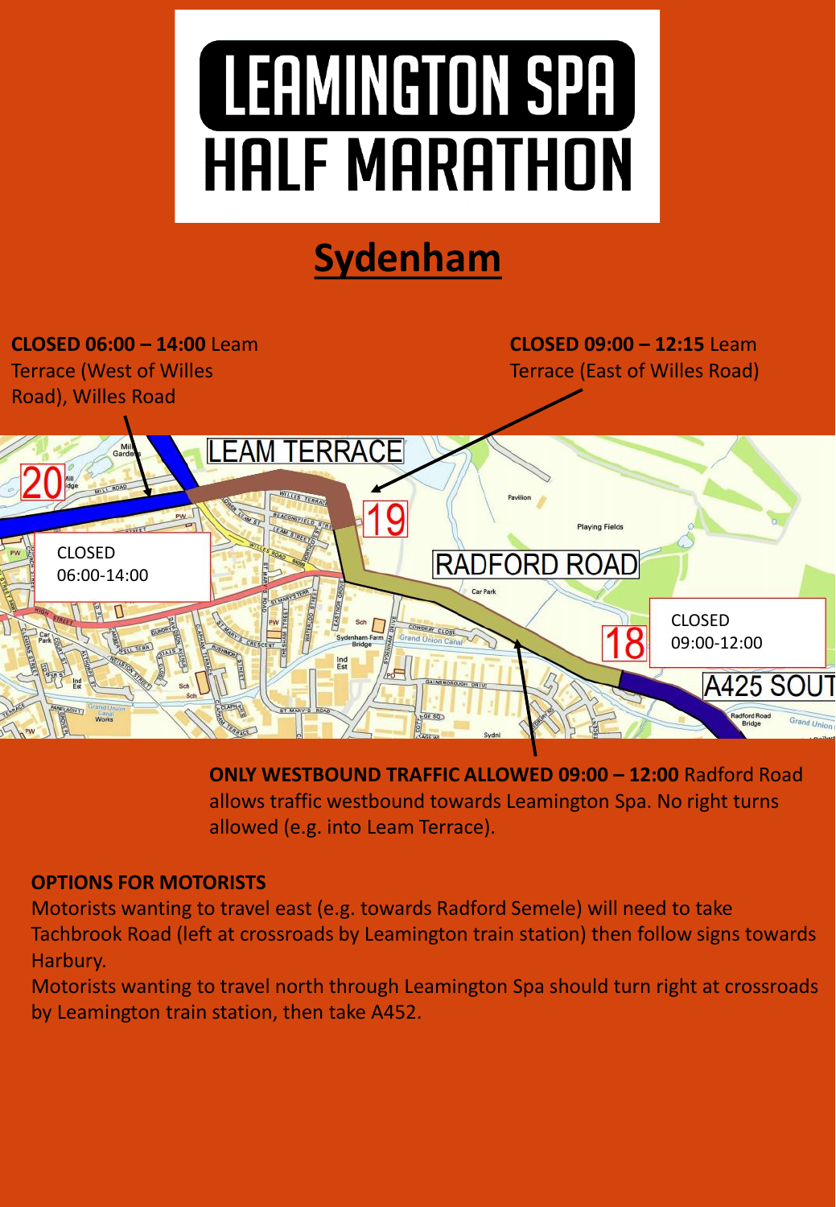# LEAMINGTON SPA HALF MARATHON

## Sydenham

**CLOSED 06:00 – 14:00** Leam Terrace (West of Willes Road), Willes Road

**CLOSED 09:00 – 12:15** Leam Terrace (East of Willes Road)

CLOSED 06:00-14:00

CLOSED 09:00-12:00

**ONLY WESTBOUND TRAFFIC ALLOWED 09:00 – 12:00** Radford Road allows traffic westbound towards Leamington Spa. No right turns allowed (e.g. into Leam Terrace).

**OPTIONS FOR MOTORISTS**

Motorists wanting to travel east (e.g. towards Radford Semele) will need to take Tachbrook Road (left at crossroads by Leamington train station) then follow signs towards Harbury.

Motorists wanting to travel north through Leamington Spa should turn right at crossroads by Leamington train station, then take A452.